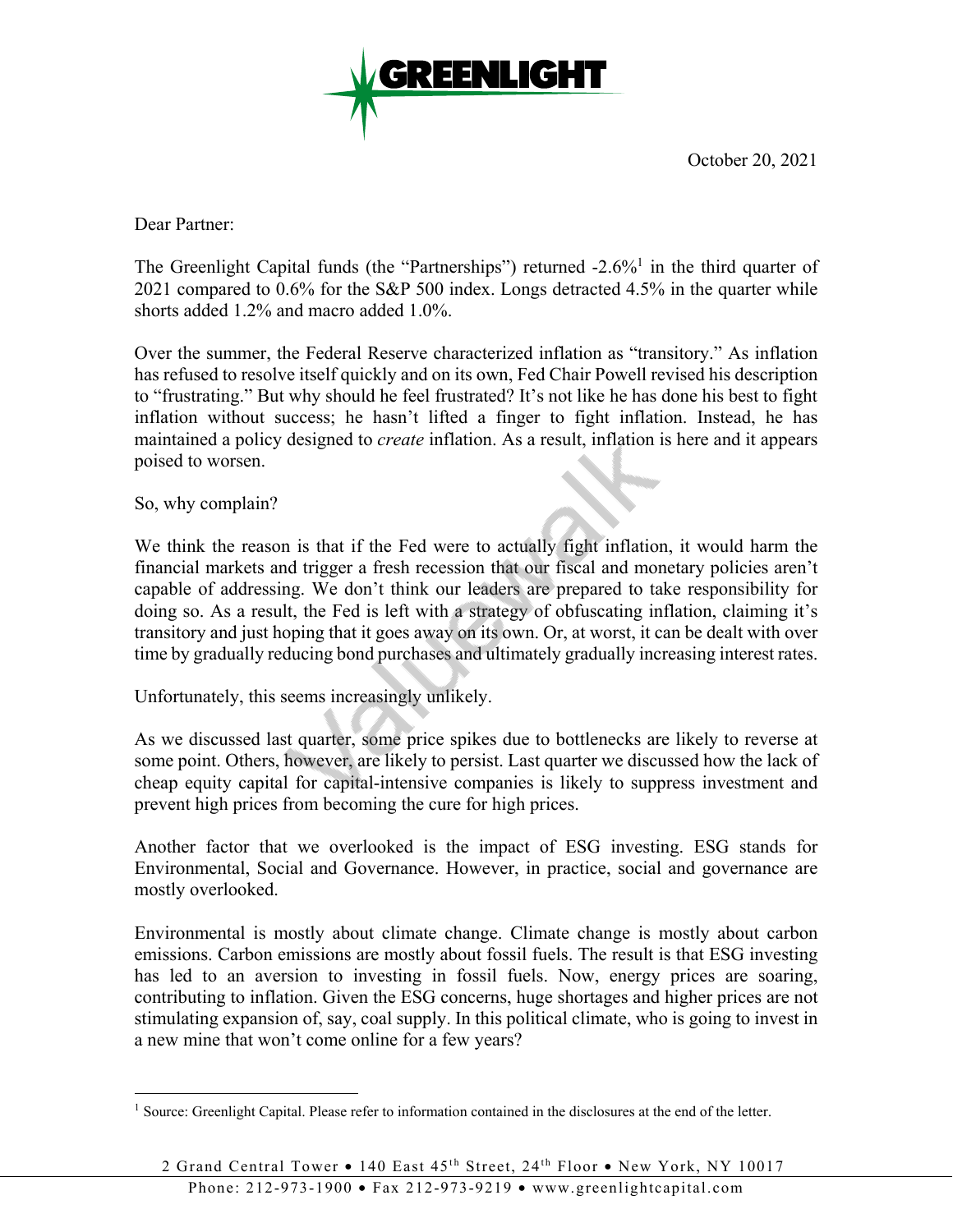October 20, 2021

Dear Partner:

The Greenlight Capital funds (the "Partnerships") returned -2.6%[1] in the third quarter of 2021 compared to 0.6% for the S&P 500 index. Longs detracted 4.5% in the quarter while shorts added 1.2% and macro added 1.0%.

Over the summer, the Federal Reserve characterized inflation as "transitory." As inflation has refused to resolve itself quickly and on its own, Fed Chair Powell revised his description to "frustrating." But why should he feel frustrated? It's not like he has done his best to fight inflation without success; he hasn't lifted a finger to fight inflation. Instead, he has maintained a policy designed to *create* inflation. As a result, inflation is here and it appears poised to worsen.

So, why complain?

We think the reason is that if the Fed were to actually fight inflation, it would harm the financial markets and trigger a fresh recession that our fiscal and monetary policies aren't capable of addressing. We don't think our leaders are prepared to take responsibility for doing so. As a result, the Fed is left with a strategy of obfuscating inflation, claiming it's transitory and just hoping that it goes away on its own. Or, at worst, it can be dealt with over time by gradually reducing bond purchases and ultimately gradually increasing interest rates.

Unfortunately, this seems increasingly unlikely.

As we discussed last quarter, some price spikes due to bottlenecks are likely to reverse at some point. Others, however, are likely to persist. Last quarter we discussed how the lack of cheap equity capital for capital-intensive companies is likely to suppress investment and prevent high prices from becoming the cure for high prices.

Another factor that we overlooked is the impact of ESG investing. ESG stands for Environmental, Social and Governance. However, in practice, social and governance are mostly overlooked.

Environmental is mostly about climate change. Climate change is mostly about carbon emissions. Carbon emissions are mostly about fossil fuels. The result is that ESG investing has led to an aversion to investing in fossil fuels. Now, energy prices are soaring, contributing to inflation. Given the ESG concerns, huge shortages and higher prices are not stimulating expansion of, say, coal supply. In this political climate, who is going to invest in a new mine that won't come online for a few years?

[1] Source: Greenlight Capital. Please refer to information contained in the disclosures at the end of the letter.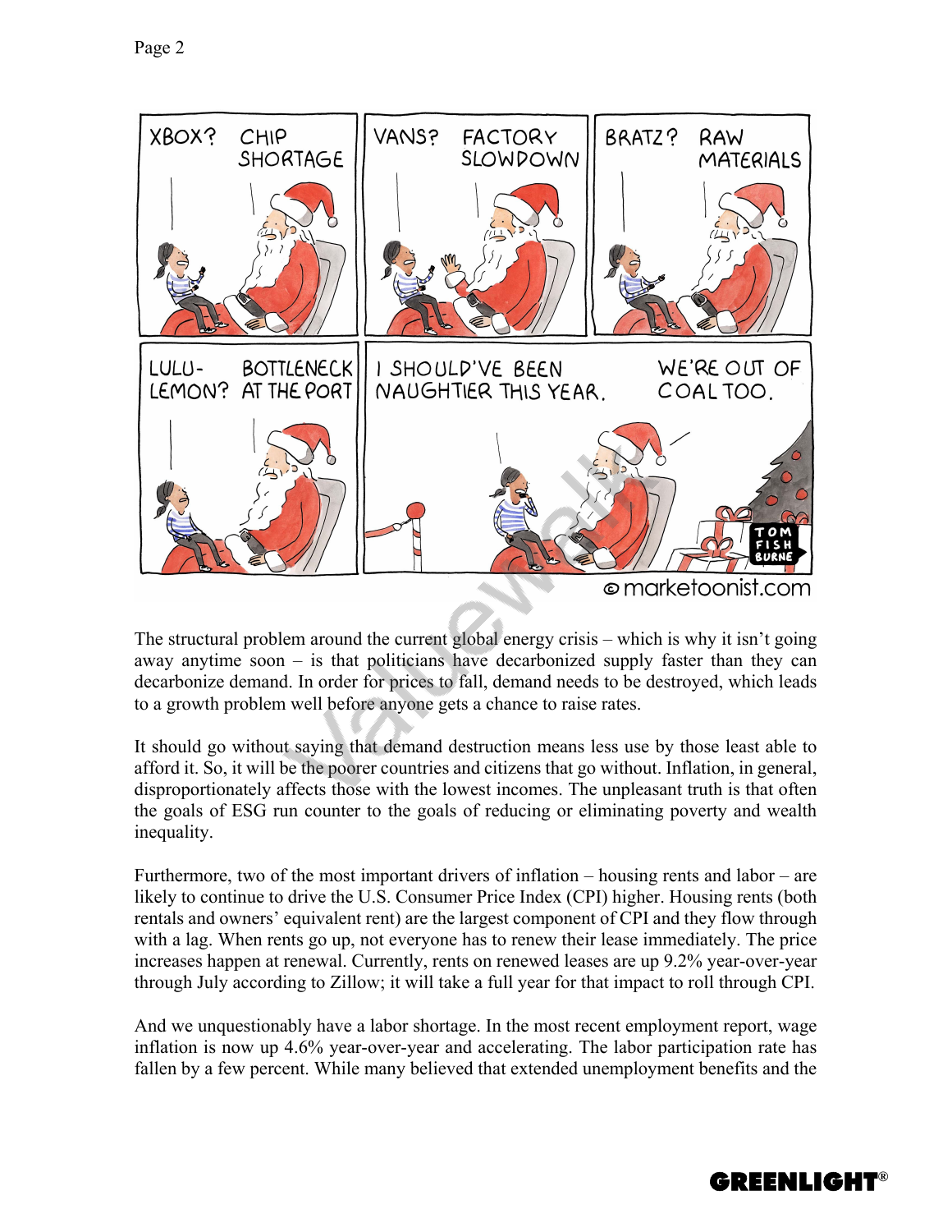The structural problem around the current global energy crisis – which is why it isn't going away anytime soon – is that politicians have decarbonized supply faster than they can decarbonize demand. In order for prices to fall, demand needs to be destroyed, which leads to a growth problem well before anyone gets a chance to raise rates.

It should go without saying that demand destruction means less use by those least able to afford it. So, it will be the poorer countries and citizens that go without. Inflation, in general, disproportionately affects those with the lowest incomes. The unpleasant truth is that often the goals of ESG run counter to the goals of reducing or eliminating poverty and wealth inequality.

Furthermore, two of the most important drivers of inflation – housing rents and labor – are likely to continue to drive the U.S. Consumer Price Index (CPI) higher. Housing rents (both rentals and owners' equivalent rent) are the largest component of CPI and they flow through with a lag. When rents go up, not everyone has to renew their lease immediately. The price increases happen at renewal. Currently, rents on renewed leases are up 9.2% year-over-year through July according to Zillow; it will take a full year for that impact to roll through CPI.

And we unquestionably have a labor shortage. In the most recent employment report, wage inflation is now up 4.6% year-over-year and accelerating. The labor participation rate has fallen by a few percent. While many believed that extended unemployment benefits and the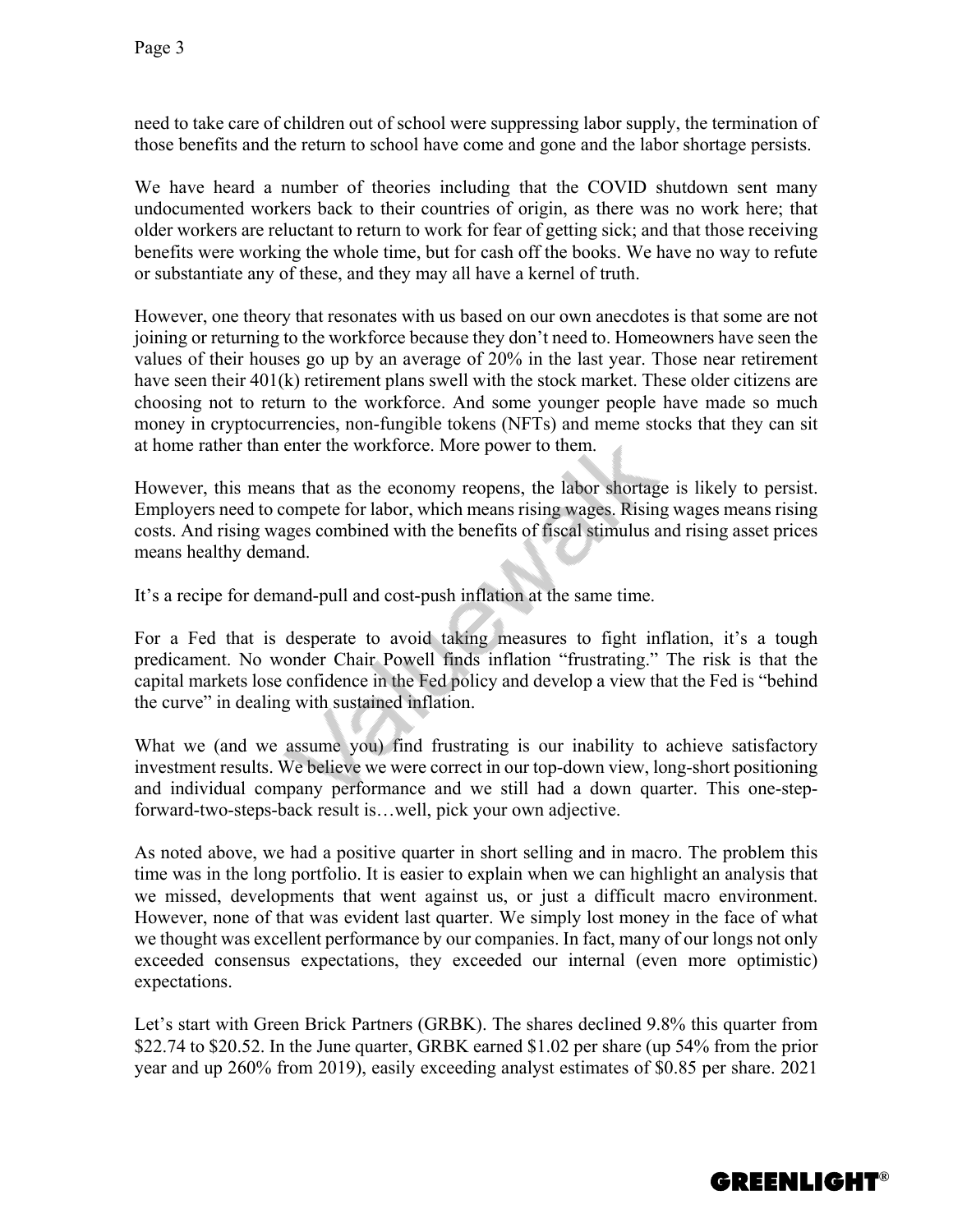need to take care of children out of school were suppressing labor supply, the termination of those benefits and the return to school have come and gone and the labor shortage persists.

We have heard a number of theories including that the COVID shutdown sent many undocumented workers back to their countries of origin, as there was no work here; that older workers are reluctant to return to work for fear of getting sick; and that those receiving benefits were working the whole time, but for cash off the books. We have no way to refute or substantiate any of these, and they may all have a kernel of truth.

However, one theory that resonates with us based on our own anecdotes is that some are not joining or returning to the workforce because they don't need to. Homeowners have seen the values of their houses go up by an average of 20% in the last year. Those near retirement have seen their 401(k) retirement plans swell with the stock market. These older citizens are choosing not to return to the workforce. And some younger people have made so much money in cryptocurrencies, non-fungible tokens (NFTs) and meme stocks that they can sit at home rather than enter the workforce. More power to them.

However, this means that as the economy reopens, the labor shortage is likely to persist. Employers need to compete for labor, which means rising wages. Rising wages means rising costs. And rising wages combined with the benefits of fiscal stimulus and rising asset prices means healthy demand.

It's a recipe for demand-pull and cost-push inflation at the same time.

For a Fed that is desperate to avoid taking measures to fight inflation, it's a tough predicament. No wonder Chair Powell finds inflation "frustrating." The risk is that the capital markets lose confidence in the Fed policy and develop a view that the Fed is "behind the curve" in dealing with sustained inflation.

What we (and we assume you) find frustrating is our inability to achieve satisfactory investment results. We believe we were correct in our top-down view, long-short positioning and individual company performance and we still had a down quarter. This one-step-forward-two-steps-back result is…well, pick your own adjective.

As noted above, we had a positive quarter in short selling and in macro. The problem this time was in the long portfolio. It is easier to explain when we can highlight an analysis that we missed, developments that went against us, or just a difficult macro environment. However, none of that was evident last quarter. We simply lost money in the face of what we thought was excellent performance by our companies. In fact, many of our longs not only exceeded consensus expectations, they exceeded our internal (even more optimistic) expectations.

Let's start with Green Brick Partners (GRBK). The shares declined 9.8% this quarter from \$22.74 to \$20.52. In the June quarter, GRBK earned \$1.02 per share (up 54% from the prior year and up 260% from 2019), easily exceeding analyst estimates of \$0.85 per share. 2021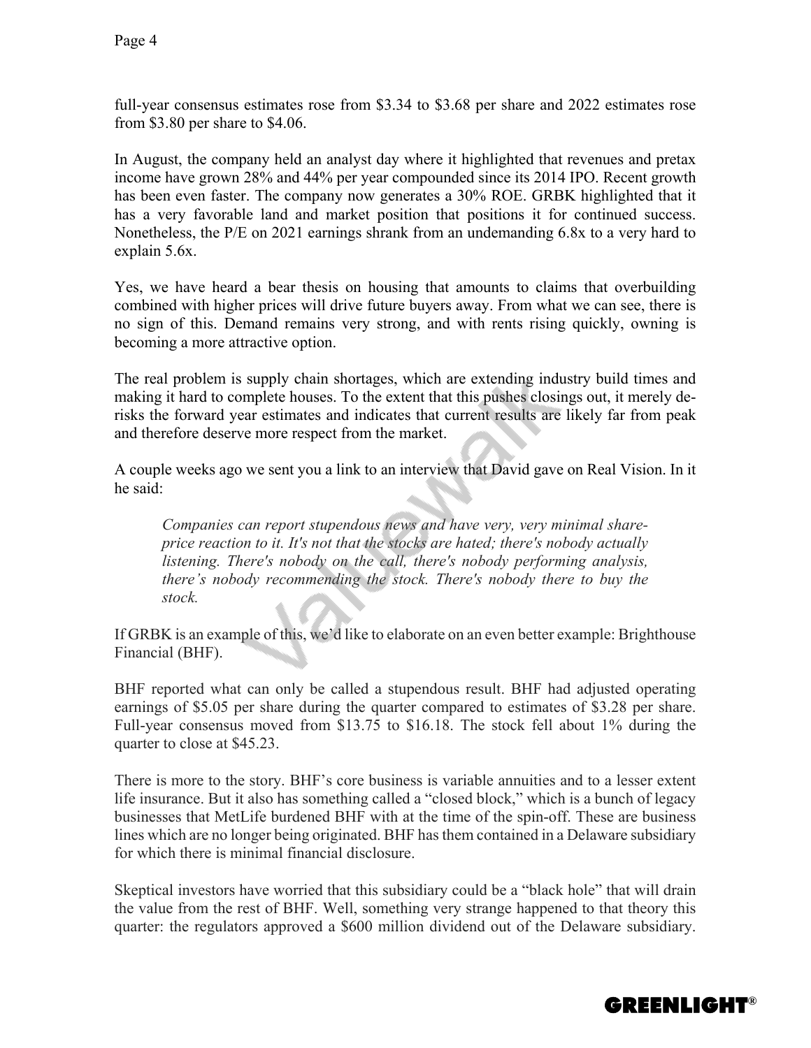full-year consensus estimates rose from $3.34 to $3.68 per share and 2022 estimates rose from $3.80 per share to $4.06.

In August, the company held an analyst day where it highlighted that revenues and pretax income have grown 28% and 44% per year compounded since its 2014 IPO. Recent growth has been even faster. The company now generates a 30% ROE. GRBK highlighted that it has a very favorable land and market position that positions it for continued success. Nonetheless, the P/E on 2021 earnings shrank from an undemanding 6.8x to a very hard to explain 5.6x.

Yes, we have heard a bear thesis on housing that amounts to claims that overbuilding combined with higher prices will drive future buyers away. From what we can see, there is no sign of this. Demand remains very strong, and with rents rising quickly, owning is becoming a more attractive option.

The real problem is supply chain shortages, which are extending industry build times and making it hard to complete houses. To the extent that this pushes closings out, it merely de-risks the forward year estimates and indicates that current results are likely far from peak and therefore deserve more respect from the market.

A couple weeks ago we sent you a link to an interview that David gave on Real Vision. In it he said:

> *Companies can report stupendous news and have very, very minimal share-price reaction to it. It's not that the stocks are hated; there's nobody actually listening. There's nobody on the call, there's nobody performing analysis, there's nobody recommending the stock. There's nobody there to buy the stock.*

If GRBK is an example of this, we'd like to elaborate on an even better example: Brighthouse Financial (BHF).

BHF reported what can only be called a stupendous result. BHF had adjusted operating earnings of $5.05 per share during the quarter compared to estimates of $3.28 per share. Full-year consensus moved from $13.75 to $16.18. The stock fell about 1% during the quarter to close at $45.23.

There is more to the story. BHF's core business is variable annuities and to a lesser extent life insurance. But it also has something called a "closed block," which is a bunch of legacy businesses that MetLife burdened BHF with at the time of the spin-off. These are business lines which are no longer being originated. BHF has them contained in a Delaware subsidiary for which there is minimal financial disclosure.

Skeptical investors have worried that this subsidiary could be a "black hole" that will drain the value from the rest of BHF. Well, something very strange happened to that theory this quarter: the regulators approved a $600 million dividend out of the Delaware subsidiary.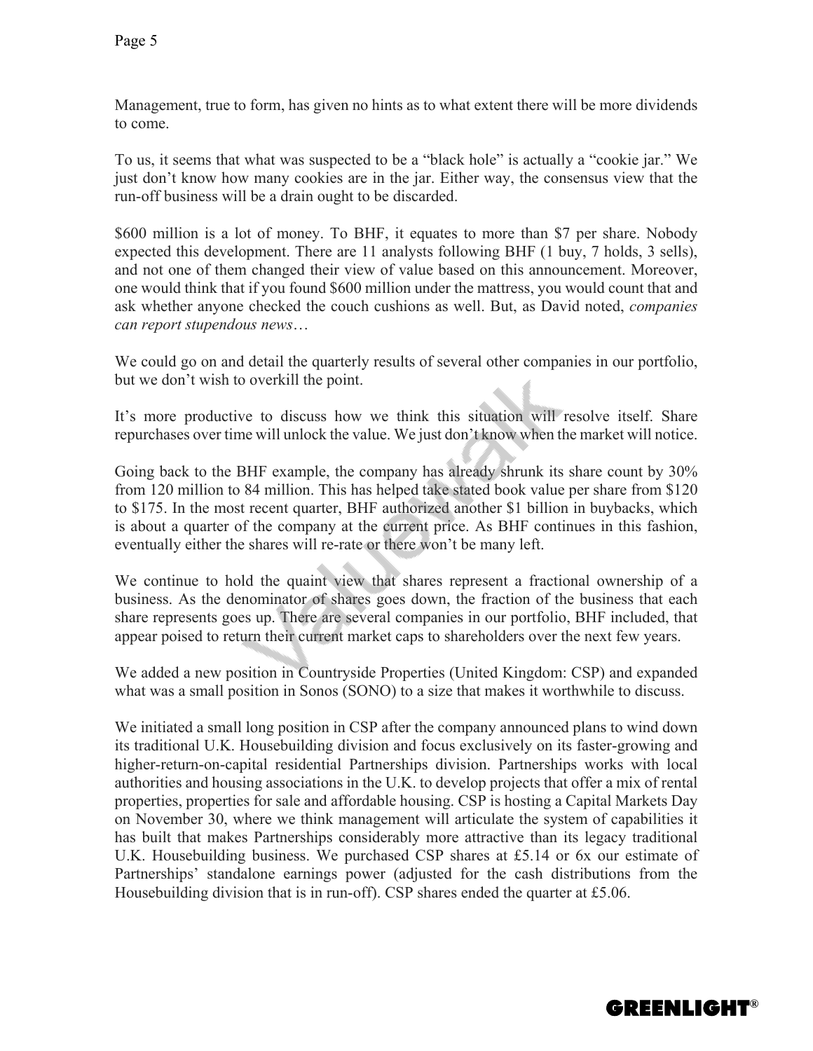Management, true to form, has given no hints as to what extent there will be more dividends to come.

To us, it seems that what was suspected to be a "black hole" is actually a "cookie jar." We just don't know how many cookies are in the jar. Either way, the consensus view that the run-off business will be a drain ought to be discarded.

$600 million is a lot of money. To BHF, it equates to more than $7 per share. Nobody expected this development. There are 11 analysts following BHF (1 buy, 7 holds, 3 sells), and not one of them changed their view of value based on this announcement. Moreover, one would think that if you found $600 million under the mattress, you would count that and ask whether anyone checked the couch cushions as well. But, as David noted, *companies can report stupendous news*…

We could go on and detail the quarterly results of several other companies in our portfolio, but we don't wish to overkill the point.

It's more productive to discuss how we think this situation will resolve itself. Share repurchases over time will unlock the value. We just don't know when the market will notice.

Going back to the BHF example, the company has already shrunk its share count by 30% from 120 million to 84 million. This has helped take stated book value per share from $120 to $175. In the most recent quarter, BHF authorized another $1 billion in buybacks, which is about a quarter of the company at the current price. As BHF continues in this fashion, eventually either the shares will re-rate or there won't be many left.

We continue to hold the quaint view that shares represent a fractional ownership of a business. As the denominator of shares goes down, the fraction of the business that each share represents goes up. There are several companies in our portfolio, BHF included, that appear poised to return their current market caps to shareholders over the next few years.

We added a new position in Countryside Properties (United Kingdom: CSP) and expanded what was a small position in Sonos (SONO) to a size that makes it worthwhile to discuss.

We initiated a small long position in CSP after the company announced plans to wind down its traditional U.K. Housebuilding division and focus exclusively on its faster-growing and higher-return-on-capital residential Partnerships division. Partnerships works with local authorities and housing associations in the U.K. to develop projects that offer a mix of rental properties, properties for sale and affordable housing. CSP is hosting a Capital Markets Day on November 30, where we think management will articulate the system of capabilities it has built that makes Partnerships considerably more attractive than its legacy traditional U.K. Housebuilding business. We purchased CSP shares at £5.14 or 6x our estimate of Partnerships' standalone earnings power (adjusted for the cash distributions from the Housebuilding division that is in run-off). CSP shares ended the quarter at £5.06.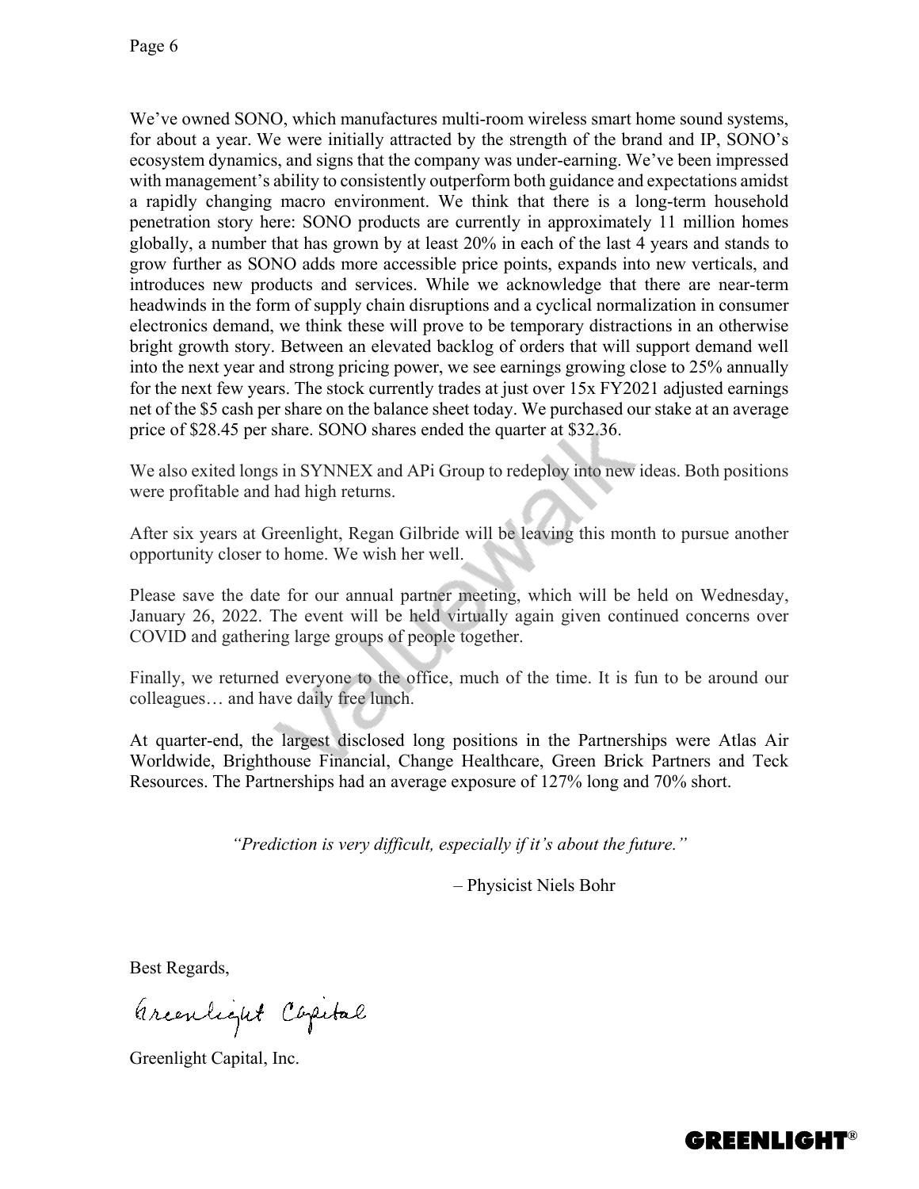We've owned SONO, which manufactures multi-room wireless smart home sound systems, for about a year. We were initially attracted by the strength of the brand and IP, SONO's ecosystem dynamics, and signs that the company was under-earning. We've been impressed with management's ability to consistently outperform both guidance and expectations amidst a rapidly changing macro environment. We think that there is a long-term household penetration story here: SONO products are currently in approximately 11 million homes globally, a number that has grown by at least 20% in each of the last 4 years and stands to grow further as SONO adds more accessible price points, expands into new verticals, and introduces new products and services. While we acknowledge that there are near-term headwinds in the form of supply chain disruptions and a cyclical normalization in consumer electronics demand, we think these will prove to be temporary distractions in an otherwise bright growth story. Between an elevated backlog of orders that will support demand well into the next year and strong pricing power, we see earnings growing close to 25% annually for the next few years. The stock currently trades at just over 15x FY2021 adjusted earnings net of the $5 cash per share on the balance sheet today. We purchased our stake at an average price of $28.45 per share. SONO shares ended the quarter at $32.36.

We also exited longs in SYNNEX and APi Group to redeploy into new ideas. Both positions were profitable and had high returns.

After six years at Greenlight, Regan Gilbride will be leaving this month to pursue another opportunity closer to home. We wish her well.

Please save the date for our annual partner meeting, which will be held on Wednesday, January 26, 2022. The event will be held virtually again given continued concerns over COVID and gathering large groups of people together.

Finally, we returned everyone to the office, much of the time. It is fun to be around our colleagues… and have daily free lunch.

At quarter-end, the largest disclosed long positions in the Partnerships were Atlas Air Worldwide, Brighthouse Financial, Change Healthcare, Green Brick Partners and Teck Resources. The Partnerships had an average exposure of 127% long and 70% short.

*"Prediction is very difficult, especially if it's about the future."*

– Physicist Niels Bohr

Best Regards,

Greenlight Capital

Greenlight Capital, Inc.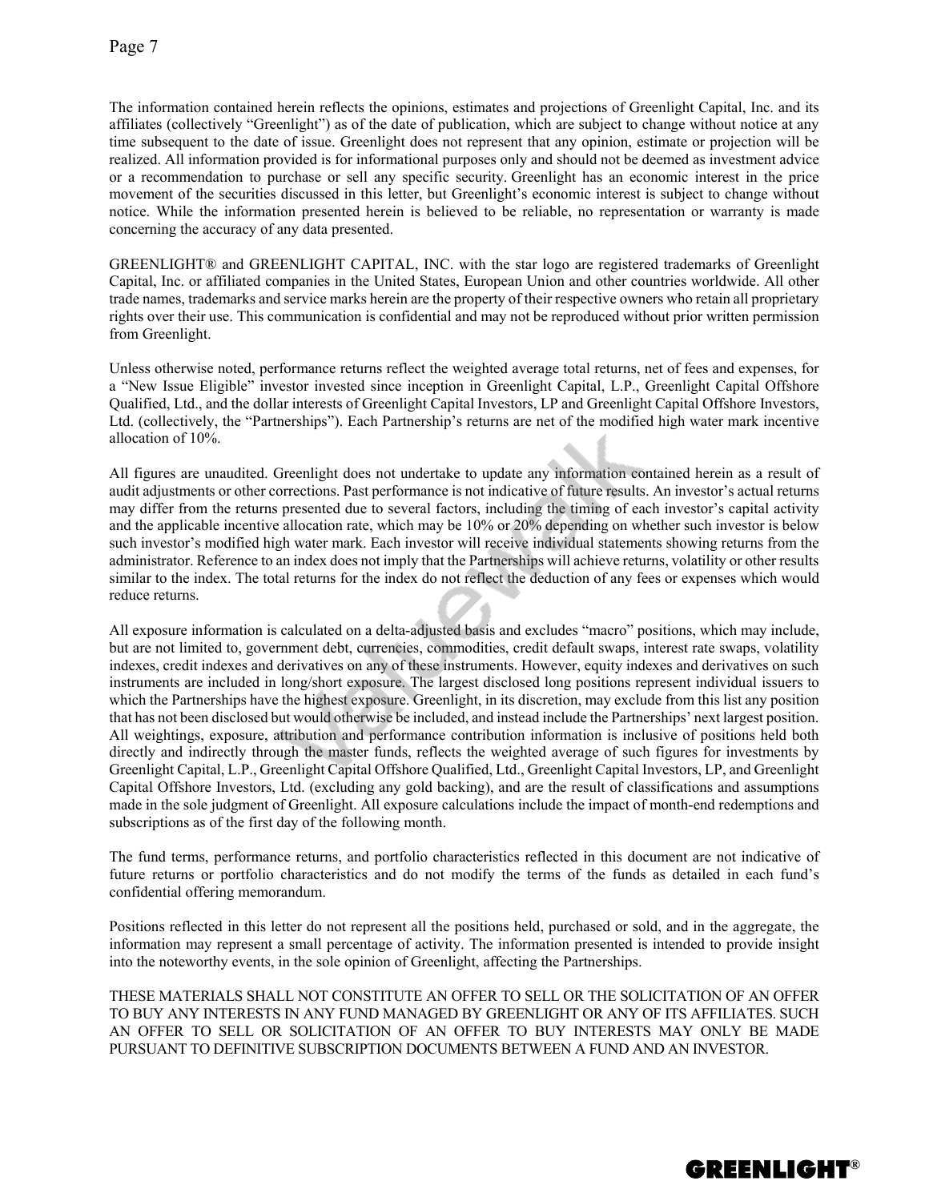The information contained herein reflects the opinions, estimates and projections of Greenlight Capital, Inc. and its affiliates (collectively "Greenlight") as of the date of publication, which are subject to change without notice at any time subsequent to the date of issue. Greenlight does not represent that any opinion, estimate or projection will be realized. All information provided is for informational purposes only and should not be deemed as investment advice or a recommendation to purchase or sell any specific security. Greenlight has an economic interest in the price movement of the securities discussed in this letter, but Greenlight's economic interest is subject to change without notice. While the information presented herein is believed to be reliable, no representation or warranty is made concerning the accuracy of any data presented.

GREENLIGHT® and GREENLIGHT CAPITAL, INC. with the star logo are registered trademarks of Greenlight Capital, Inc. or affiliated companies in the United States, European Union and other countries worldwide. All other trade names, trademarks and service marks herein are the property of their respective owners who retain all proprietary rights over their use. This communication is confidential and may not be reproduced without prior written permission from Greenlight.

Unless otherwise noted, performance returns reflect the weighted average total returns, net of fees and expenses, for a "New Issue Eligible" investor invested since inception in Greenlight Capital, L.P., Greenlight Capital Offshore Qualified, Ltd., and the dollar interests of Greenlight Capital Investors, LP and Greenlight Capital Offshore Investors, Ltd. (collectively, the "Partnerships"). Each Partnership's returns are net of the modified high water mark incentive allocation of 10%.

All figures are unaudited. Greenlight does not undertake to update any information contained herein as a result of audit adjustments or other corrections. Past performance is not indicative of future results. An investor's actual returns may differ from the returns presented due to several factors, including the timing of each investor's capital activity and the applicable incentive allocation rate, which may be 10% or 20% depending on whether such investor is below such investor's modified high water mark. Each investor will receive individual statements showing returns from the administrator. Reference to an index does not imply that the Partnerships will achieve returns, volatility or other results similar to the index. The total returns for the index do not reflect the deduction of any fees or expenses which would reduce returns.

All exposure information is calculated on a delta-adjusted basis and excludes "macro" positions, which may include, but are not limited to, government debt, currencies, commodities, credit default swaps, interest rate swaps, volatility indexes, credit indexes and derivatives on any of these instruments. However, equity indexes and derivatives on such instruments are included in long/short exposure. The largest disclosed long positions represent individual issuers to which the Partnerships have the highest exposure. Greenlight, in its discretion, may exclude from this list any position that has not been disclosed but would otherwise be included, and instead include the Partnerships' next largest position. All weightings, exposure, attribution and performance contribution information is inclusive of positions held both directly and indirectly through the master funds, reflects the weighted average of such figures for investments by Greenlight Capital, L.P., Greenlight Capital Offshore Qualified, Ltd., Greenlight Capital Investors, LP, and Greenlight Capital Offshore Investors, Ltd. (excluding any gold backing), and are the result of classifications and assumptions made in the sole judgment of Greenlight. All exposure calculations include the impact of month-end redemptions and subscriptions as of the first day of the following month.

The fund terms, performance returns, and portfolio characteristics reflected in this document are not indicative of future returns or portfolio characteristics and do not modify the terms of the funds as detailed in each fund's confidential offering memorandum.

Positions reflected in this letter do not represent all the positions held, purchased or sold, and in the aggregate, the information may represent a small percentage of activity. The information presented is intended to provide insight into the noteworthy events, in the sole opinion of Greenlight, affecting the Partnerships.

THESE MATERIALS SHALL NOT CONSTITUTE AN OFFER TO SELL OR THE SOLICITATION OF AN OFFER TO BUY ANY INTERESTS IN ANY FUND MANAGED BY GREENLIGHT OR ANY OF ITS AFFILIATES. SUCH AN OFFER TO SELL OR SOLICITATION OF AN OFFER TO BUY INTERESTS MAY ONLY BE MADE PURSUANT TO DEFINITIVE SUBSCRIPTION DOCUMENTS BETWEEN A FUND AND AN INVESTOR.